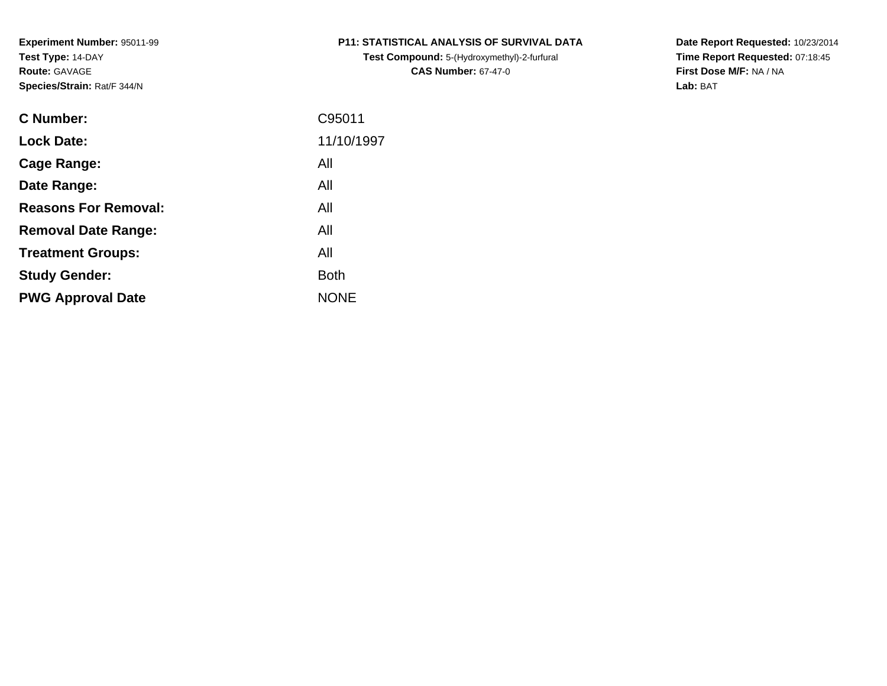**Experiment Number:** 95011-99
**Test Type:** 14-DAY
**Route:** GAVAGE
**Species/Strain:** Rat/F 344/N

**P11: STATISTICAL ANALYSIS OF SURVIVAL DATA**
**Test Compound:** 5-(Hydroxymethyl)-2-furfural
**CAS Number:** 67-47-0

**Date Report Requested:** 10/23/2014
**Time Report Requested:** 07:18:45
**First Dose M/F:** NA / NA
**Lab:** BAT

| | |
|---|---|
| **C Number:** | C95011 |
| **Lock Date:** | 11/10/1997 |
| **Cage Range:** | All |
| **Date Range:** | All |
| **Reasons For Removal:** | All |
| **Removal Date Range:** | All |
| **Treatment Groups:** | All |
| **Study Gender:** | Both |
| **PWG Approval Date** | NONE |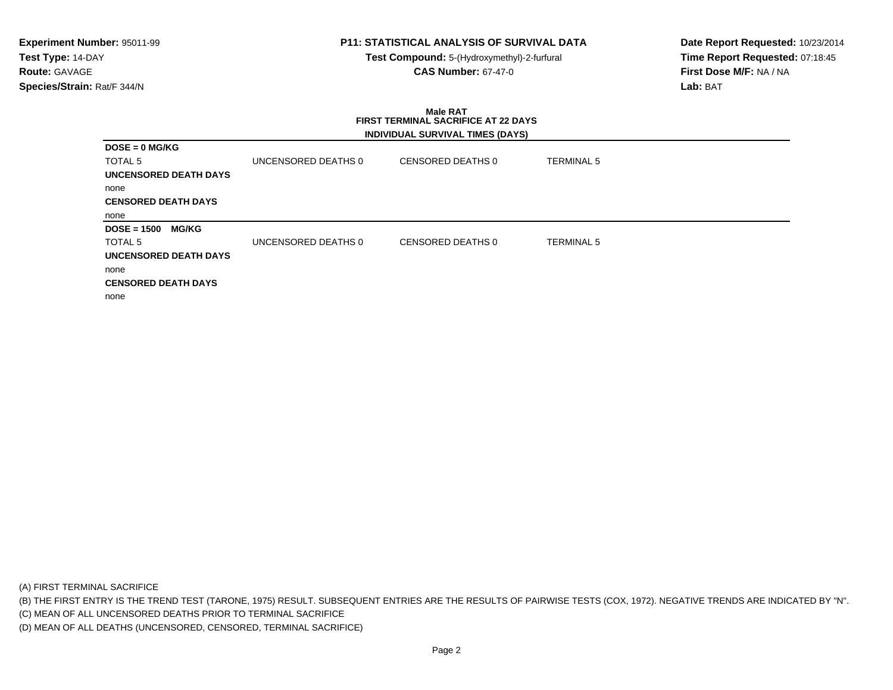**Experiment Number:** 95011-99
**Test Type:** 14-DAY
**Route:** GAVAGE
**Species/Strain:** Rat/F 344/N

**P11: STATISTICAL ANALYSIS OF SURVIVAL DATA**
**Test Compound:** 5-(Hydroxymethyl)-2-furfural
**CAS Number:** 67-47-0

**Date Report Requested:** 10/23/2014
**Time Report Requested:** 07:18:45
**First Dose M/F:** NA / NA
**Lab:** BAT

**Male RAT**
**FIRST TERMINAL SACRIFICE AT 22 DAYS**
**INDIVIDUAL SURVIVAL TIMES (DAYS)**

**DOSE = 0 MG/KG**

| TOTAL 5 | UNCENSORED DEATHS 0 | CENSORED DEATHS 0 | TERMINAL 5 |
|---|---|---|---|

**UNCENSORED DEATH DAYS**

none

**CENSORED DEATH DAYS**

none

**DOSE = 1500 MG/KG**

| TOTAL 5 | UNCENSORED DEATHS 0 | CENSORED DEATHS 0 | TERMINAL 5 |
|---|---|---|---|

**UNCENSORED DEATH DAYS**

none

**CENSORED DEATH DAYS**

none

(A) FIRST TERMINAL SACRIFICE
(B) THE FIRST ENTRY IS THE TREND TEST (TARONE, 1975) RESULT. SUBSEQUENT ENTRIES ARE THE RESULTS OF PAIRWISE TESTS (COX, 1972). NEGATIVE TRENDS ARE INDICATED BY "N".
(C) MEAN OF ALL UNCENSORED DEATHS PRIOR TO TERMINAL SACRIFICE
(D) MEAN OF ALL DEATHS (UNCENSORED, CENSORED, TERMINAL SACRIFICE)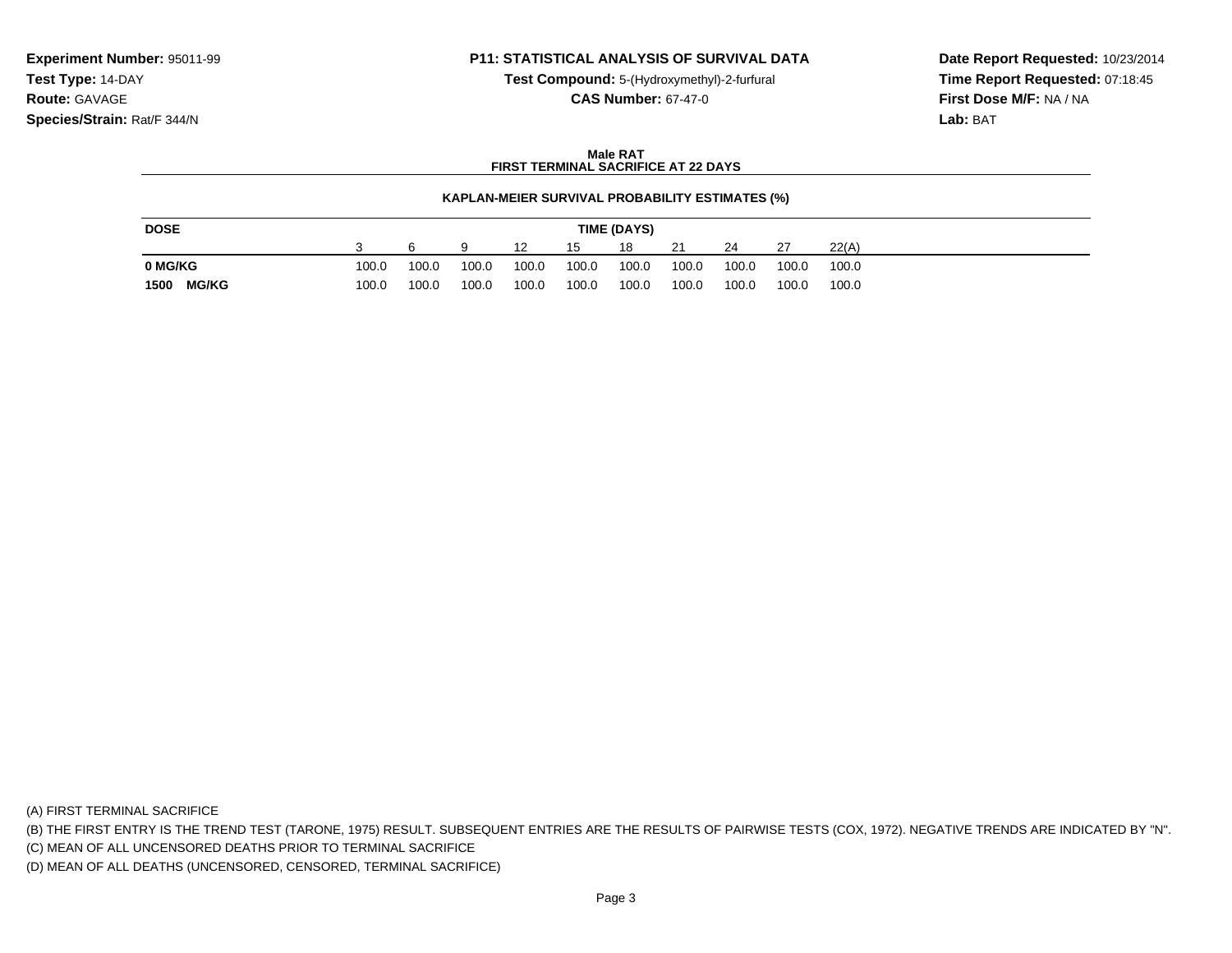**Experiment Number:** 95011-99
**Test Type:** 14-DAY
**Route:** GAVAGE
**Species/Strain:** Rat/F 344/N

**P11: STATISTICAL ANALYSIS OF SURVIVAL DATA**
**Test Compound:** 5-(Hydroxymethyl)-2-furfural
**CAS Number:** 67-47-0

**Date Report Requested:** 10/23/2014
**Time Report Requested:** 07:18:45
**First Dose M/F:** NA / NA
**Lab:** BAT

**Male RAT**
**FIRST TERMINAL SACRIFICE AT 22 DAYS**

**KAPLAN-MEIER SURVIVAL PROBABILITY ESTIMATES (%)**

| DOSE | TIME (DAYS) | | | | | | | | | |
|---|---|---|---|---|---|---|---|---|---|---|
| | 3 | 6 | 9 | 12 | 15 | 18 | 21 | 24 | 27 | 22(A) |
| **0 MG/KG** | 100.0 | 100.0 | 100.0 | 100.0 | 100.0 | 100.0 | 100.0 | 100.0 | 100.0 | 100.0 |
| **1500 MG/KG** | 100.0 | 100.0 | 100.0 | 100.0 | 100.0 | 100.0 | 100.0 | 100.0 | 100.0 | 100.0 |

(A) FIRST TERMINAL SACRIFICE
(B) THE FIRST ENTRY IS THE TREND TEST (TARONE, 1975) RESULT. SUBSEQUENT ENTRIES ARE THE RESULTS OF PAIRWISE TESTS (COX, 1972). NEGATIVE TRENDS ARE INDICATED BY "N".
(C) MEAN OF ALL UNCENSORED DEATHS PRIOR TO TERMINAL SACRIFICE
(D) MEAN OF ALL DEATHS (UNCENSORED, CENSORED, TERMINAL SACRIFICE)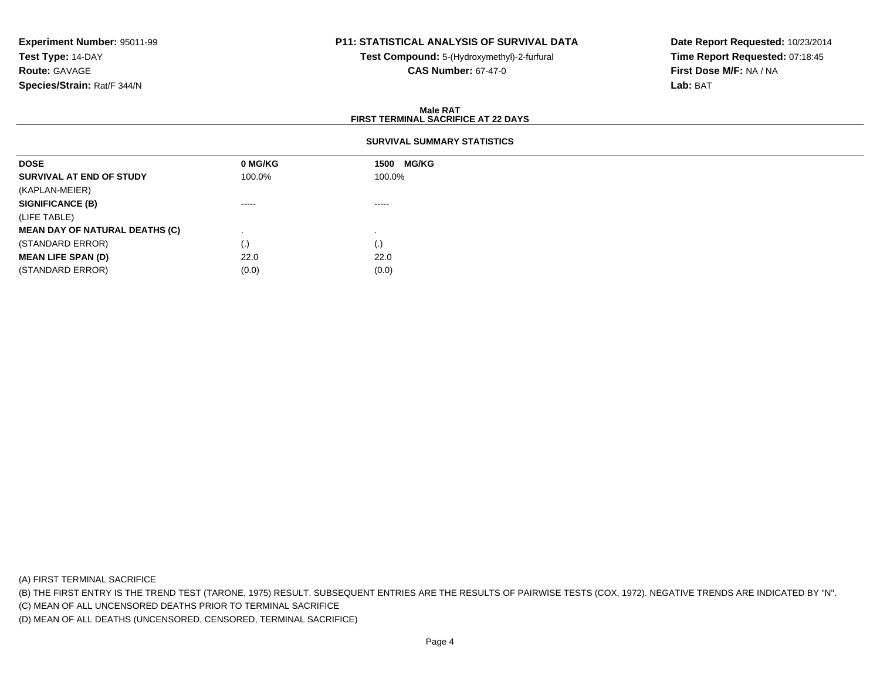**Experiment Number:** 95011-99
**Test Type:** 14-DAY
**Route:** GAVAGE
**Species/Strain:** Rat/F 344/N

**P11: STATISTICAL ANALYSIS OF SURVIVAL DATA**
**Test Compound:** 5-(Hydroxymethyl)-2-furfural
**CAS Number:** 67-47-0

**Date Report Requested:** 10/23/2014
**Time Report Requested:** 07:18:45
**First Dose M/F:** NA / NA
**Lab:** BAT

**Male RAT**
**FIRST TERMINAL SACRIFICE AT 22 DAYS**

**SURVIVAL SUMMARY STATISTICS**

| DOSE | 0 MG/KG | 1500 MG/KG |
|---|---|---|
| **SURVIVAL AT END OF STUDY** | 100.0% | 100.0% |
| (KAPLAN-MEIER) | | |
| **SIGNIFICANCE (B)** | ----- | ----- |
| (LIFE TABLE) | | |
| **MEAN DAY OF NATURAL DEATHS (C)** | . | . |
| (STANDARD ERROR) | (.) | (.) |
| **MEAN LIFE SPAN (D)** | 22.0 | 22.0 |
| (STANDARD ERROR) | (0.0) | (0.0) |

(A) FIRST TERMINAL SACRIFICE
(B) THE FIRST ENTRY IS THE TREND TEST (TARONE, 1975) RESULT. SUBSEQUENT ENTRIES ARE THE RESULTS OF PAIRWISE TESTS (COX, 1972). NEGATIVE TRENDS ARE INDICATED BY "N".
(C) MEAN OF ALL UNCENSORED DEATHS PRIOR TO TERMINAL SACRIFICE
(D) MEAN OF ALL DEATHS (UNCENSORED, CENSORED, TERMINAL SACRIFICE)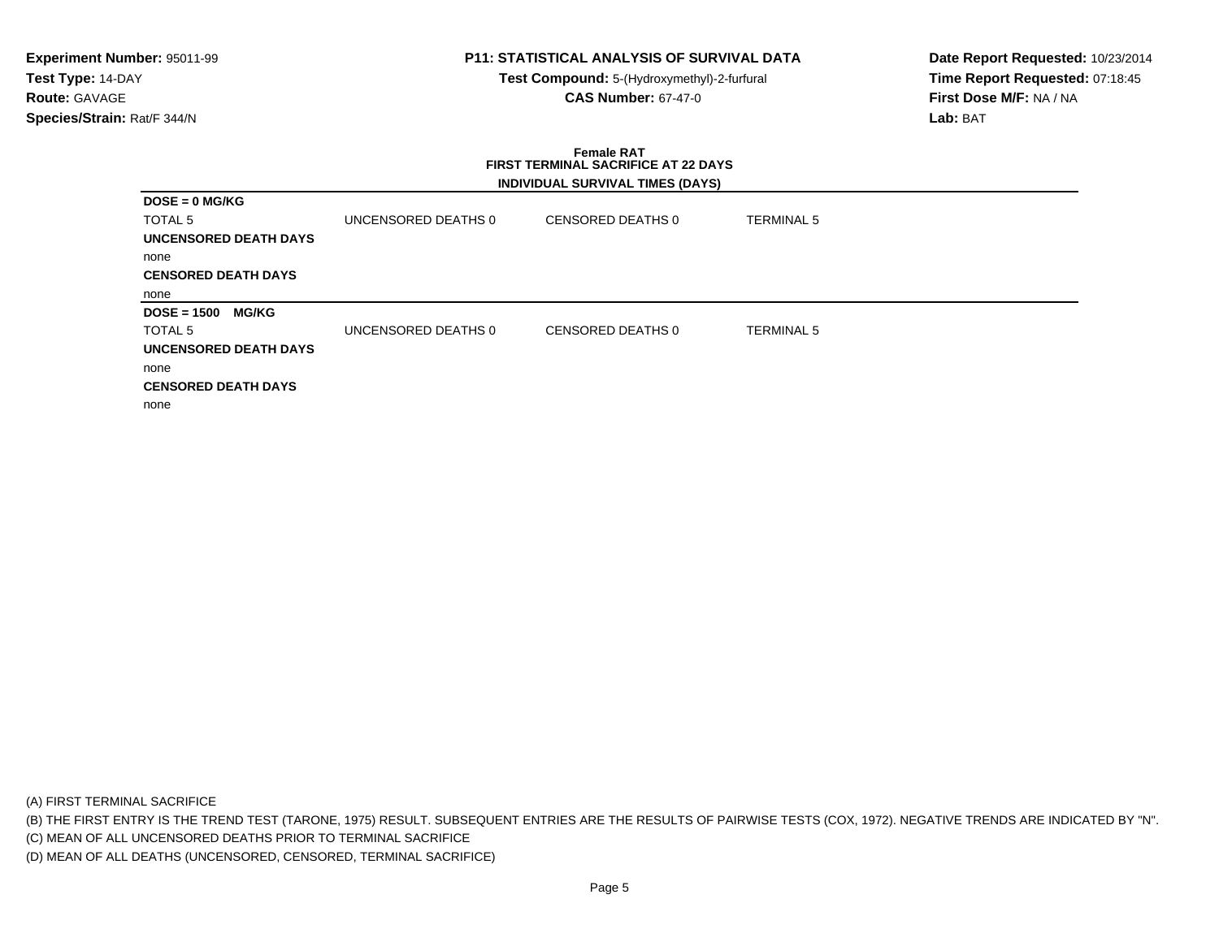**Experiment Number:** 95011-99
**Test Type:** 14-DAY
**Route:** GAVAGE
**Species/Strain:** Rat/F 344/N

**P11: STATISTICAL ANALYSIS OF SURVIVAL DATA**
**Test Compound:** 5-(Hydroxymethyl)-2-furfural
**CAS Number:** 67-47-0

**Date Report Requested:** 10/23/2014
**Time Report Requested:** 07:18:45
**First Dose M/F:** NA / NA
**Lab:** BAT

**Female RAT**
**FIRST TERMINAL SACRIFICE AT 22 DAYS**
**INDIVIDUAL SURVIVAL TIMES (DAYS)**

**DOSE = 0 MG/KG**

| TOTAL 5 | UNCENSORED DEATHS 0 | CENSORED DEATHS 0 | TERMINAL 5 |
|---|---|---|---|

**UNCENSORED DEATH DAYS**

none

**CENSORED DEATH DAYS**

none

**DOSE = 1500 MG/KG**

| TOTAL 5 | UNCENSORED DEATHS 0 | CENSORED DEATHS 0 | TERMINAL 5 |
|---|---|---|---|

**UNCENSORED DEATH DAYS**

none

**CENSORED DEATH DAYS**

none

(A) FIRST TERMINAL SACRIFICE
(B) THE FIRST ENTRY IS THE TREND TEST (TARONE, 1975) RESULT. SUBSEQUENT ENTRIES ARE THE RESULTS OF PAIRWISE TESTS (COX, 1972). NEGATIVE TRENDS ARE INDICATED BY "N".
(C) MEAN OF ALL UNCENSORED DEATHS PRIOR TO TERMINAL SACRIFICE
(D) MEAN OF ALL DEATHS (UNCENSORED, CENSORED, TERMINAL SACRIFICE)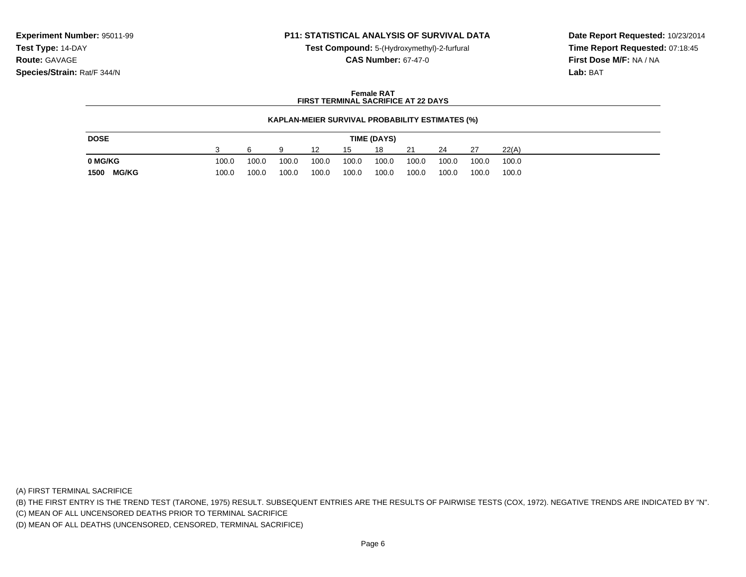**Experiment Number:** 95011-99
**Test Type:** 14-DAY
**Route:** GAVAGE
**Species/Strain:** Rat/F 344/N

**P11: STATISTICAL ANALYSIS OF SURVIVAL DATA**
**Test Compound:** 5-(Hydroxymethyl)-2-furfural
**CAS Number:** 67-47-0

**Date Report Requested:** 10/23/2014
**Time Report Requested:** 07:18:45
**First Dose M/F:** NA / NA
**Lab:** BAT

**Female RAT**
**FIRST TERMINAL SACRIFICE AT 22 DAYS**

**KAPLAN-MEIER SURVIVAL PROBABILITY ESTIMATES (%)**

| DOSE | TIME (DAYS) | | | | | | | | | |
|---|---|---|---|---|---|---|---|---|---|---|
| | 3 | 6 | 9 | 12 | 15 | 18 | 21 | 24 | 27 | 22(A) |
| **0 MG/KG** | 100.0 | 100.0 | 100.0 | 100.0 | 100.0 | 100.0 | 100.0 | 100.0 | 100.0 | 100.0 |
| **1500 MG/KG** | 100.0 | 100.0 | 100.0 | 100.0 | 100.0 | 100.0 | 100.0 | 100.0 | 100.0 | 100.0 |

(A) FIRST TERMINAL SACRIFICE
(B) THE FIRST ENTRY IS THE TREND TEST (TARONE, 1975) RESULT. SUBSEQUENT ENTRIES ARE THE RESULTS OF PAIRWISE TESTS (COX, 1972). NEGATIVE TRENDS ARE INDICATED BY "N".
(C) MEAN OF ALL UNCENSORED DEATHS PRIOR TO TERMINAL SACRIFICE
(D) MEAN OF ALL DEATHS (UNCENSORED, CENSORED, TERMINAL SACRIFICE)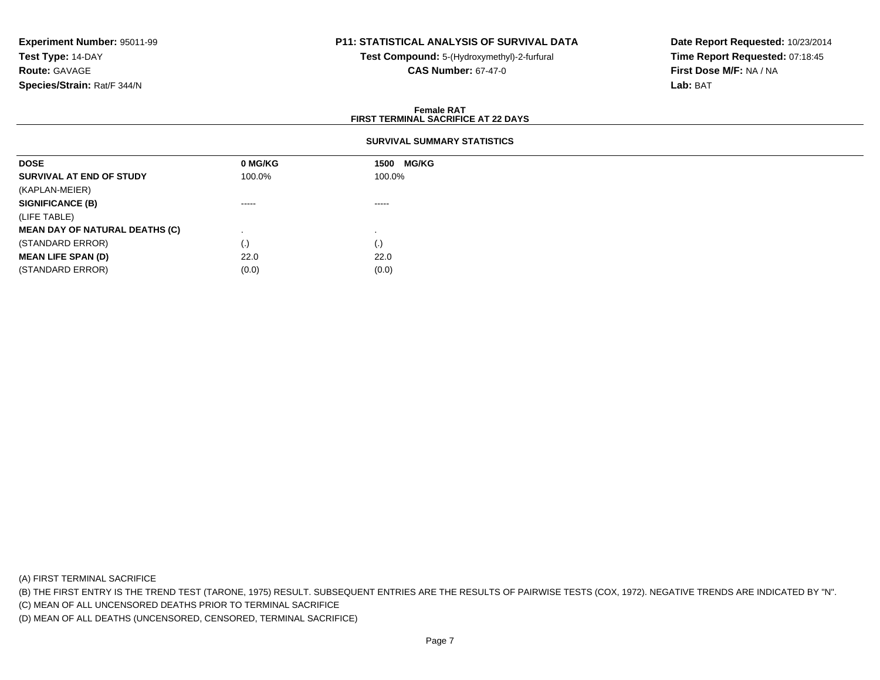**Experiment Number:** 95011-99
**Test Type:** 14-DAY
**Route:** GAVAGE
**Species/Strain:** Rat/F 344/N

**P11: STATISTICAL ANALYSIS OF SURVIVAL DATA**
**Test Compound:** 5-(Hydroxymethyl)-2-furfural
**CAS Number:** 67-47-0

**Date Report Requested:** 10/23/2014
**Time Report Requested:** 07:18:45
**First Dose M/F:** NA / NA
**Lab:** BAT

## Female RAT
## FIRST TERMINAL SACRIFICE AT 22 DAYS

### SURVIVAL SUMMARY STATISTICS

| DOSE | 0 MG/KG | 1500 MG/KG |
|---|---|---|
| **SURVIVAL AT END OF STUDY** | 100.0% | 100.0% |
| (KAPLAN-MEIER) | | |
| **SIGNIFICANCE (B)** | ----- | ----- |
| (LIFE TABLE) | | |
| **MEAN DAY OF NATURAL DEATHS (C)** | . | . |
| (STANDARD ERROR) | (.) | (.) |
| **MEAN LIFE SPAN (D)** | 22.0 | 22.0 |
| (STANDARD ERROR) | (0.0) | (0.0) |

(A) FIRST TERMINAL SACRIFICE

(B) THE FIRST ENTRY IS THE TREND TEST (TARONE, 1975) RESULT. SUBSEQUENT ENTRIES ARE THE RESULTS OF PAIRWISE TESTS (COX, 1972). NEGATIVE TRENDS ARE INDICATED BY "N".

(C) MEAN OF ALL UNCENSORED DEATHS PRIOR TO TERMINAL SACRIFICE

(D) MEAN OF ALL DEATHS (UNCENSORED, CENSORED, TERMINAL SACRIFICE)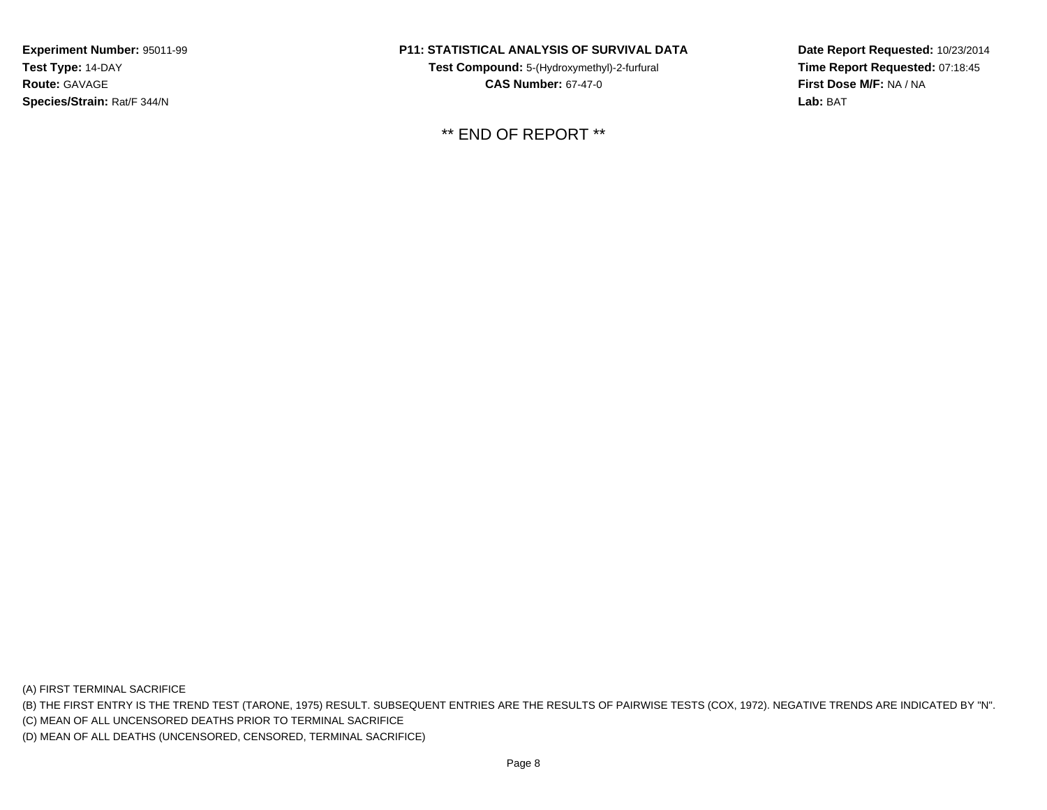**Experiment Number:** 95011-99
**Test Type:** 14-DAY
**Route:** GAVAGE
**Species/Strain:** Rat/F 344/N

**P11: STATISTICAL ANALYSIS OF SURVIVAL DATA**
**Test Compound:** 5-(Hydroxymethyl)-2-furfural
**CAS Number:** 67-47-0

**Date Report Requested:** 10/23/2014
**Time Report Requested:** 07:18:45
**First Dose M/F:** NA / NA
**Lab:** BAT

** END OF REPORT **

(A) FIRST TERMINAL SACRIFICE
(B) THE FIRST ENTRY IS THE TREND TEST (TARONE, 1975) RESULT. SUBSEQUENT ENTRIES ARE THE RESULTS OF PAIRWISE TESTS (COX, 1972). NEGATIVE TRENDS ARE INDICATED BY "N".
(C) MEAN OF ALL UNCENSORED DEATHS PRIOR TO TERMINAL SACRIFICE
(D) MEAN OF ALL DEATHS (UNCENSORED, CENSORED, TERMINAL SACRIFICE)